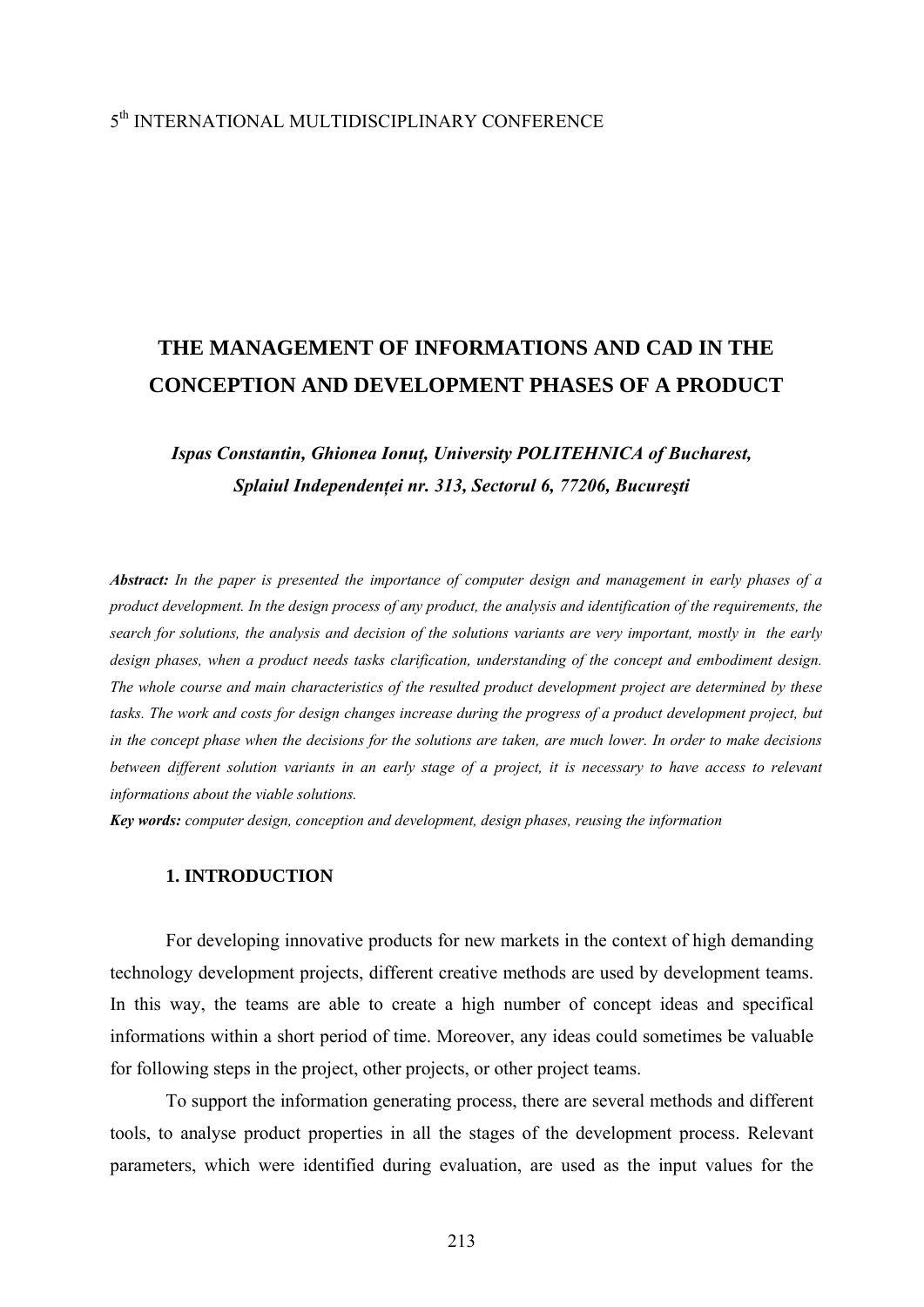# THE MANAGEMENT OF INFORMATIONS AND CAD IN THE CONCEPTION AND DEVELOPMENT PHASES OF A PRODUCT

***Ispas Constantin, Ghionea Ionuţ, University POLITEHNICA of Bucharest, Splaiul Independenței nr. 313, Sectorul 6, 77206, Bucureşti***

***Abstract:*** *In the paper is presented the importance of computer design and management in early phases of a product development. In the design process of any product, the analysis and identification of the requirements, the search for solutions, the analysis and decision of the solutions variants are very important, mostly in the early design phases, when a product needs tasks clarification, understanding of the concept and embodiment design. The whole course and main characteristics of the resulted product development project are determined by these tasks. The work and costs for design changes increase during the progress of a product development project, but in the concept phase when the decisions for the solutions are taken, are much lower. In order to make decisions between different solution variants in an early stage of a project, it is necessary to have access to relevant informations about the viable solutions.*

***Key words:*** *computer design, conception and development, design phases, reusing the information*

## 1. INTRODUCTION

For developing innovative products for new markets in the context of high demanding technology development projects, different creative methods are used by development teams. In this way, the teams are able to create a high number of concept ideas and specifical informations within a short period of time. Moreover, any ideas could sometimes be valuable for following steps in the project, other projects, or other project teams.

To support the information generating process, there are several methods and different tools, to analyse product properties in all the stages of the development process. Relevant parameters, which were identified during evaluation, are used as the input values for the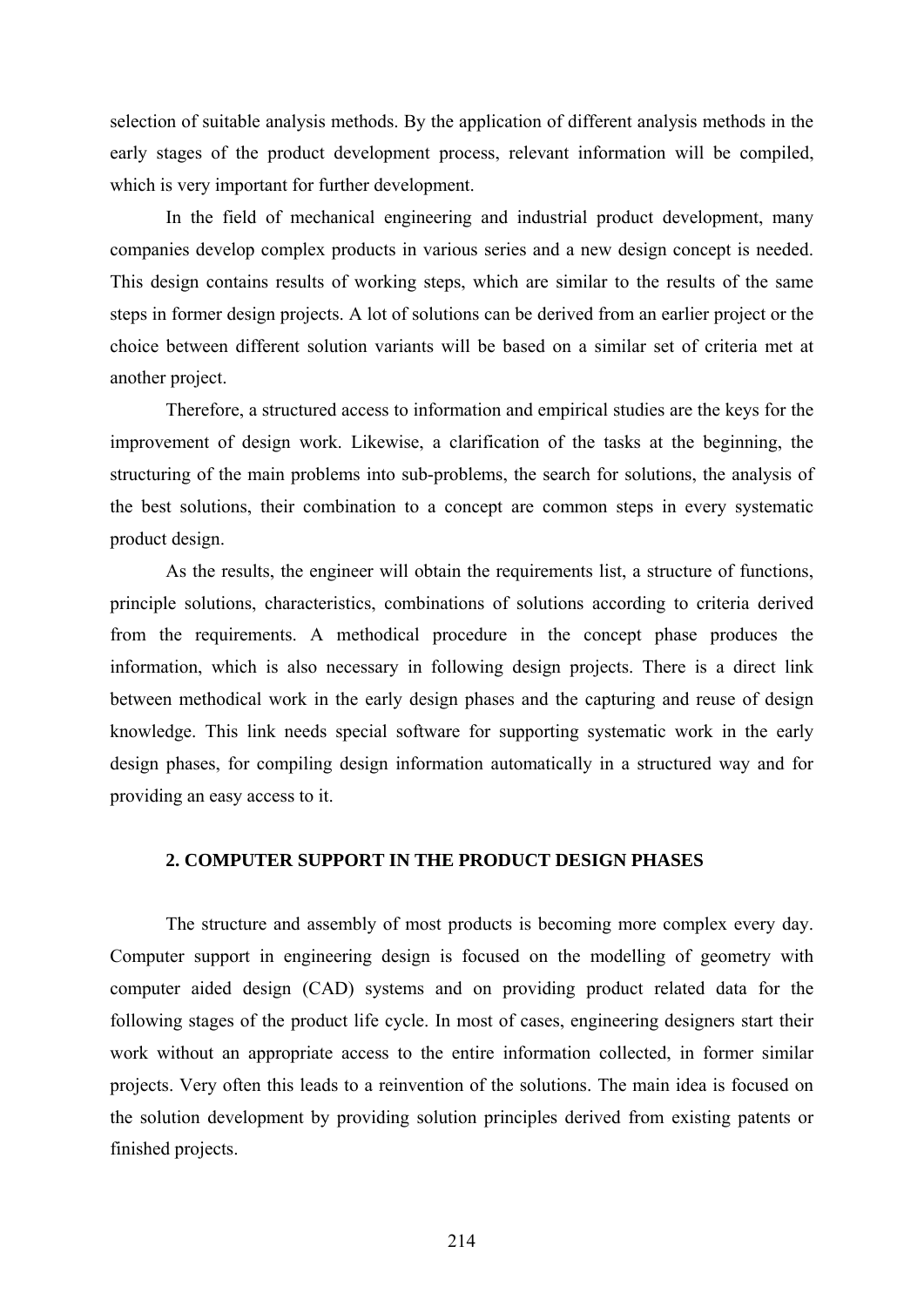selection of suitable analysis methods. By the application of different analysis methods in the early stages of the product development process, relevant information will be compiled, which is very important for further development.

In the field of mechanical engineering and industrial product development, many companies develop complex products in various series and a new design concept is needed. This design contains results of working steps, which are similar to the results of the same steps in former design projects. A lot of solutions can be derived from an earlier project or the choice between different solution variants will be based on a similar set of criteria met at another project.

Therefore, a structured access to information and empirical studies are the keys for the improvement of design work. Likewise, a clarification of the tasks at the beginning, the structuring of the main problems into sub-problems, the search for solutions, the analysis of the best solutions, their combination to a concept are common steps in every systematic product design.

As the results, the engineer will obtain the requirements list, a structure of functions, principle solutions, characteristics, combinations of solutions according to criteria derived from the requirements. A methodical procedure in the concept phase produces the information, which is also necessary in following design projects. There is a direct link between methodical work in the early design phases and the capturing and reuse of design knowledge. This link needs special software for supporting systematic work in the early design phases, for compiling design information automatically in a structured way and for providing an easy access to it.

## 2. COMPUTER SUPPORT IN THE PRODUCT DESIGN PHASES

The structure and assembly of most products is becoming more complex every day. Computer support in engineering design is focused on the modelling of geometry with computer aided design (CAD) systems and on providing product related data for the following stages of the product life cycle. In most of cases, engineering designers start their work without an appropriate access to the entire information collected, in former similar projects. Very often this leads to a reinvention of the solutions. The main idea is focused on the solution development by providing solution principles derived from existing patents or finished projects.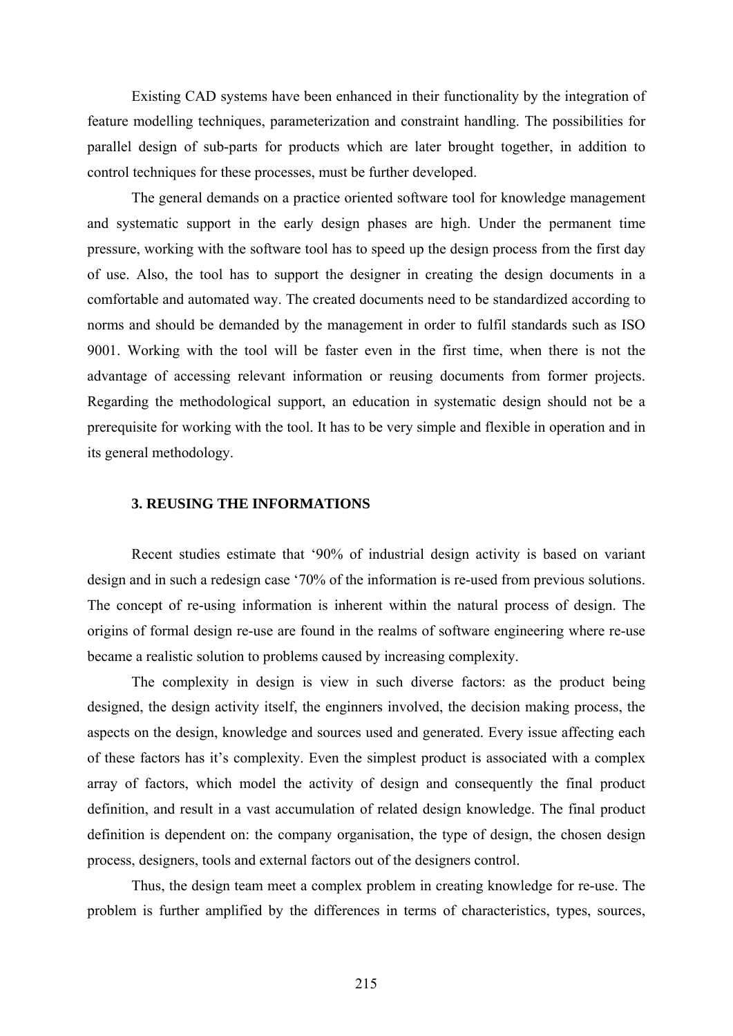Existing CAD systems have been enhanced in their functionality by the integration of feature modelling techniques, parameterization and constraint handling. The possibilities for parallel design of sub-parts for products which are later brought together, in addition to control techniques for these processes, must be further developed.

The general demands on a practice oriented software tool for knowledge management and systematic support in the early design phases are high. Under the permanent time pressure, working with the software tool has to speed up the design process from the first day of use. Also, the tool has to support the designer in creating the design documents in a comfortable and automated way. The created documents need to be standardized according to norms and should be demanded by the management in order to fulfil standards such as ISO 9001. Working with the tool will be faster even in the first time, when there is not the advantage of accessing relevant information or reusing documents from former projects. Regarding the methodological support, an education in systematic design should not be a prerequisite for working with the tool. It has to be very simple and flexible in operation and in its general methodology.

## 3. REUSING THE INFORMATIONS

Recent studies estimate that '90% of industrial design activity is based on variant design and in such a redesign case '70% of the information is re-used from previous solutions. The concept of re-using information is inherent within the natural process of design. The origins of formal design re-use are found in the realms of software engineering where re-use became a realistic solution to problems caused by increasing complexity.

The complexity in design is view in such diverse factors: as the product being designed, the design activity itself, the enginners involved, the decision making process, the aspects on the design, knowledge and sources used and generated. Every issue affecting each of these factors has it's complexity. Even the simplest product is associated with a complex array of factors, which model the activity of design and consequently the final product definition, and result in a vast accumulation of related design knowledge. The final product definition is dependent on: the company organisation, the type of design, the chosen design process, designers, tools and external factors out of the designers control.

Thus, the design team meet a complex problem in creating knowledge for re-use. The problem is further amplified by the differences in terms of characteristics, types, sources,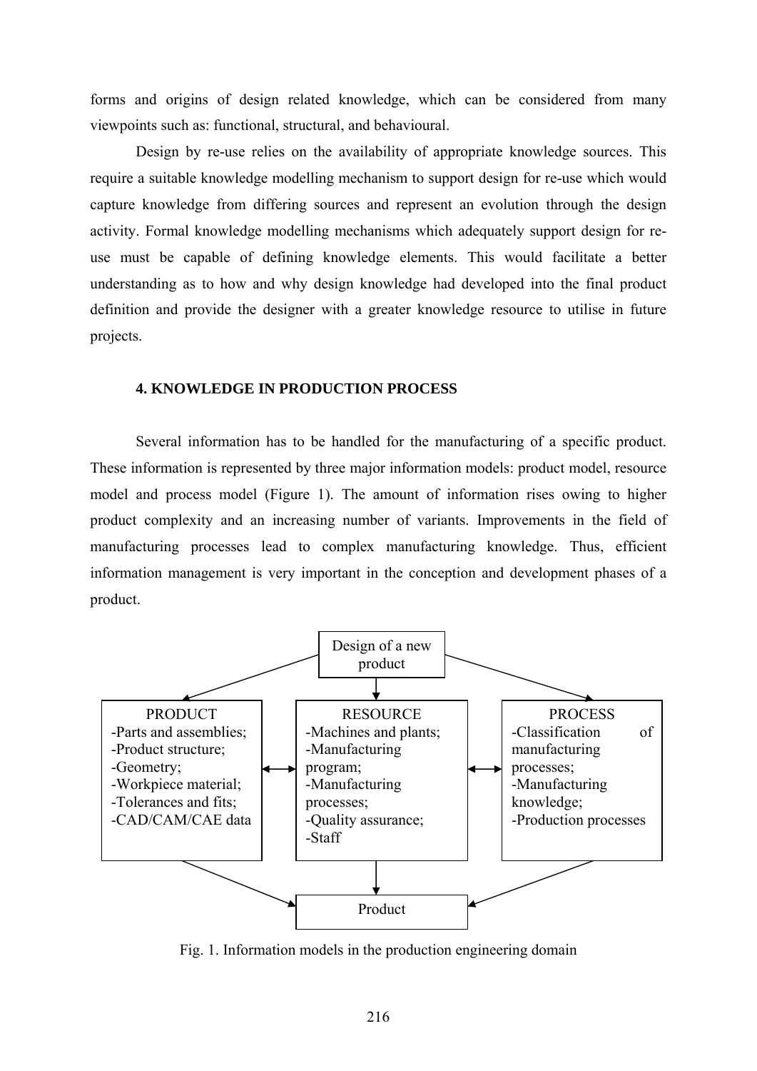forms and origins of design related knowledge, which can be considered from many viewpoints such as: functional, structural, and behavioural.

Design by re-use relies on the availability of appropriate knowledge sources. This require a suitable knowledge modelling mechanism to support design for re-use which would capture knowledge from differing sources and represent an evolution through the design activity. Formal knowledge modelling mechanisms which adequately support design for re-use must be capable of defining knowledge elements. This would facilitate a better understanding as to how and why design knowledge had developed into the final product definition and provide the designer with a greater knowledge resource to utilise in future projects.

### 4. KNOWLEDGE IN PRODUCTION PROCESS

Several information has to be handled for the manufacturing of a specific product. These information is represented by three major information models: product model, resource model and process model (Figure 1). The amount of information rises owing to higher product complexity and an increasing number of variants. Improvements in the field of manufacturing processes lead to complex manufacturing knowledge. Thus, efficient information management is very important in the conception and development phases of a product.

Design of a new product

| PRODUCT | RESOURCE | PROCESS |
|---|---|---|
| -Parts and assemblies;<br>-Product structure;<br>-Geometry;<br>-Workpiece material;<br>-Tolerances and fits;<br>-CAD/CAM/CAE data | -Machines and plants;<br>-Manufacturing program;<br>-Manufacturing processes;<br>-Quality assurance;<br>-Staff | -Classification of manufacturing processes;<br>-Manufacturing knowledge;<br>-Production processes |

Product

Fig. 1. Information models in the production engineering domain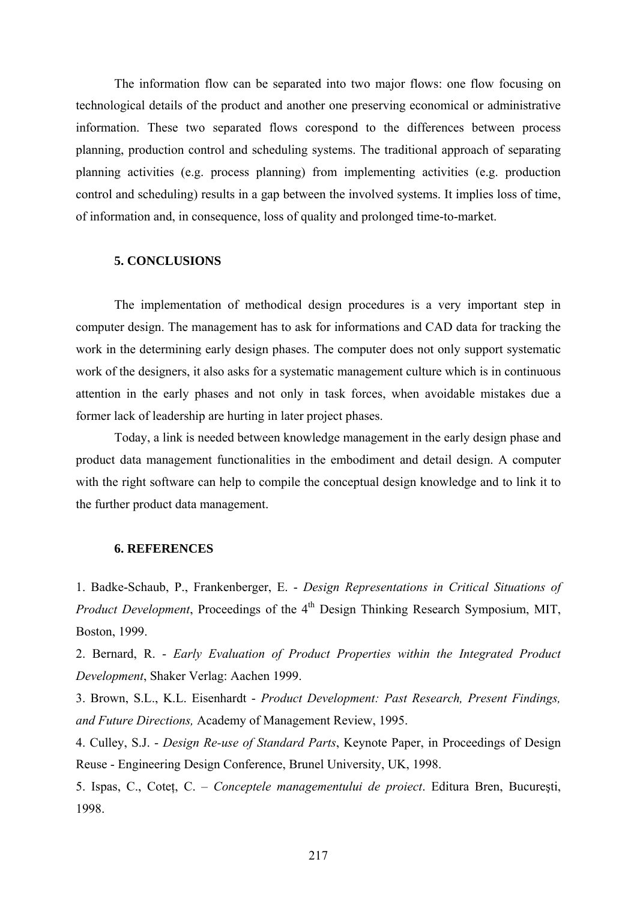The information flow can be separated into two major flows: one flow focusing on technological details of the product and another one preserving economical or administrative information. These two separated flows corespond to the differences between process planning, production control and scheduling systems. The traditional approach of separating planning activities (e.g. process planning) from implementing activities (e.g. production control and scheduling) results in a gap between the involved systems. It implies loss of time, of information and, in consequence, loss of quality and prolonged time-to-market.

## 5. CONCLUSIONS

The implementation of methodical design procedures is a very important step in computer design. The management has to ask for informations and CAD data for tracking the work in the determining early design phases. The computer does not only support systematic work of the designers, it also asks for a systematic management culture which is in continuous attention in the early phases and not only in task forces, when avoidable mistakes due a former lack of leadership are hurting in later project phases.

Today, a link is needed between knowledge management in the early design phase and product data management functionalities in the embodiment and detail design. A computer with the right software can help to compile the conceptual design knowledge and to link it to the further product data management.

## 6. REFERENCES

1. Badke-Schaub, P., Frankenberger, E. - *Design Representations in Critical Situations of Product Development*, Proceedings of the 4th Design Thinking Research Symposium, MIT, Boston, 1999.
2. Bernard, R. - *Early Evaluation of Product Properties within the Integrated Product Development*, Shaker Verlag: Aachen 1999.
3. Brown, S.L., K.L. Eisenhardt - *Product Development: Past Research, Present Findings, and Future Directions,* Academy of Management Review, 1995.
4. Culley, S.J. - *Design Re-use of Standard Parts*, Keynote Paper, in Proceedings of Design Reuse - Engineering Design Conference, Brunel University, UK, 1998.
5. Ispas, C., Coteț, C. – *Conceptele managementului de proiect*. Editura Bren, Bucureşti, 1998.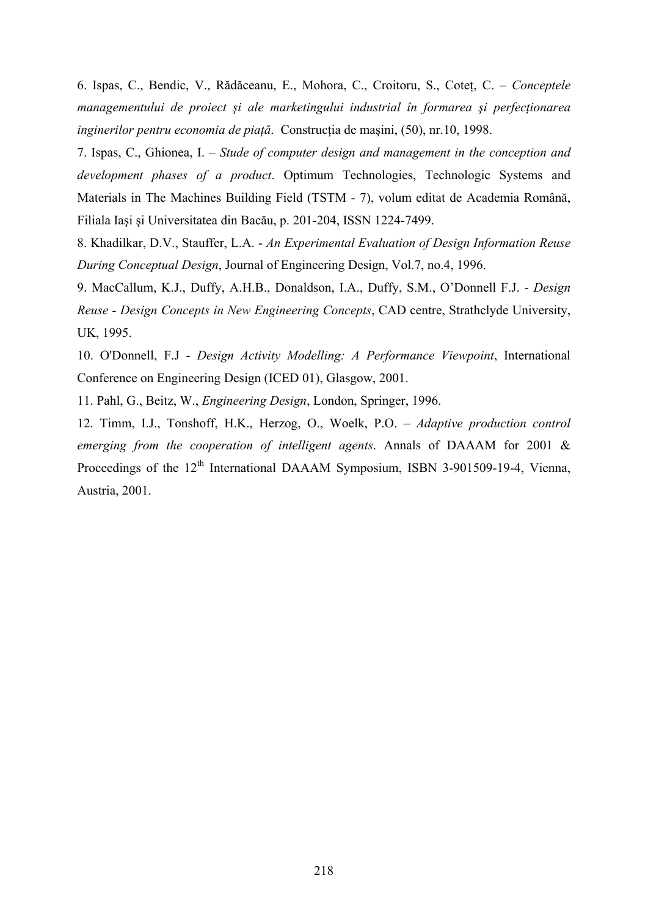6. Ispas, C., Bendic, V., Rădăceanu, E., Mohora, C., Croitoru, S., Coteț, C. – *Conceptele managementului de proiect şi ale marketingului industrial în formarea şi perfecționarea inginerilor pentru economia de piață*. Construcția de maşini, (50), nr.10, 1998.

7. Ispas, C., Ghionea, I. – *Stude of computer design and management in the conception and development phases of a product*. Optimum Technologies, Technologic Systems and Materials in The Machines Building Field (TSTM - 7), volum editat de Academia Română, Filiala Iaşi şi Universitatea din Bacău, p. 201-204, ISSN 1224-7499.

8. Khadilkar, D.V., Stauffer, L.A. - *An Experimental Evaluation of Design Information Reuse During Conceptual Design*, Journal of Engineering Design, Vol.7, no.4, 1996.

9. MacCallum, K.J., Duffy, A.H.B., Donaldson, I.A., Duffy, S.M., O'Donnell F.J. - *Design Reuse - Design Concepts in New Engineering Concepts*, CAD centre, Strathclyde University, UK, 1995.

10. O'Donnell, F.J - *Design Activity Modelling: A Performance Viewpoint*, International Conference on Engineering Design (ICED 01), Glasgow, 2001.

11. Pahl, G., Beitz, W., *Engineering Design*, London, Springer, 1996.

12. Timm, I.J., Tonshoff, H.K., Herzog, O., Woelk, P.O. – *Adaptive production control emerging from the cooperation of intelligent agents*. Annals of DAAAM for 2001 & Proceedings of the 12th International DAAAM Symposium, ISBN 3-901509-19-4, Vienna, Austria, 2001.